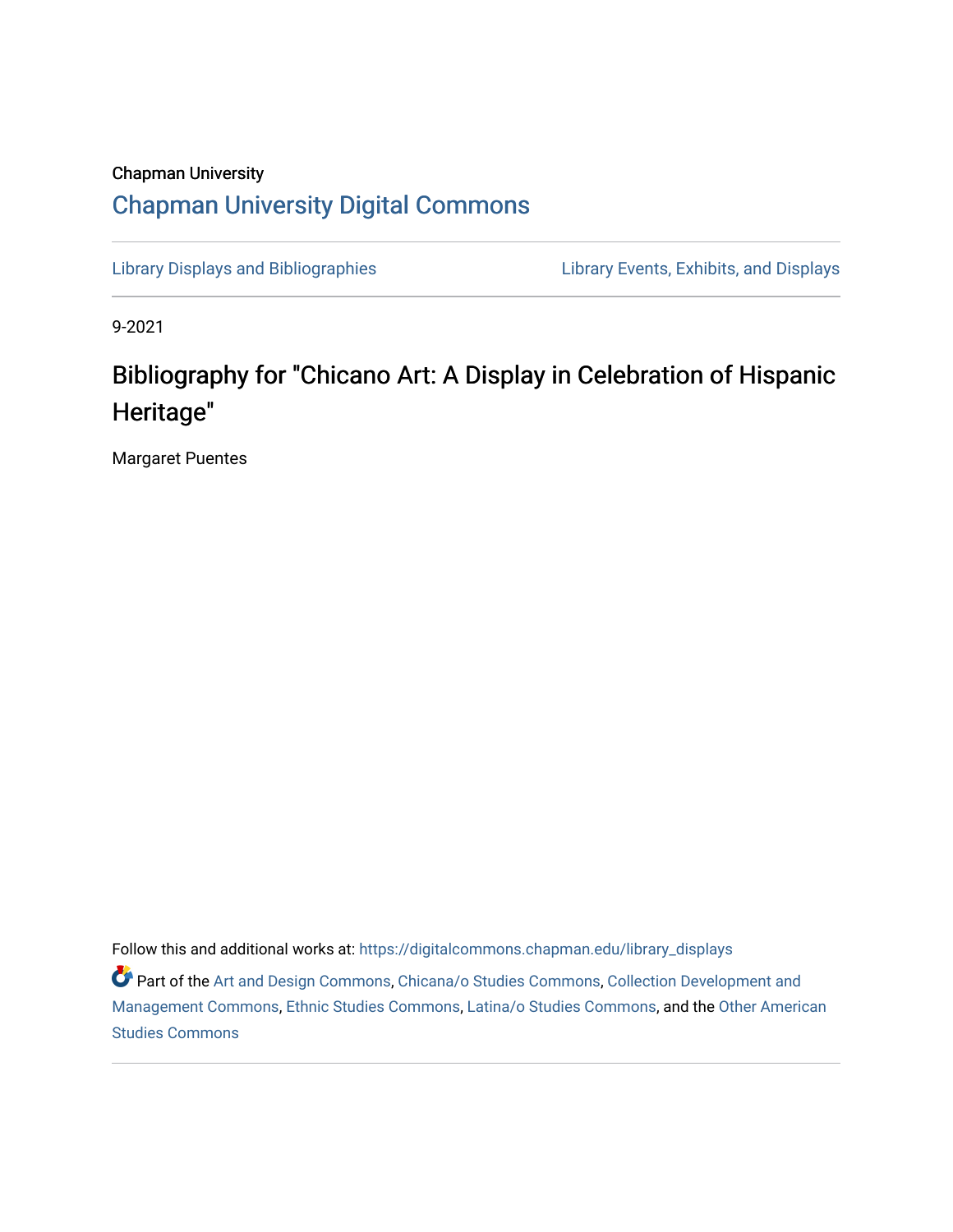Chapman University

## Chapman University Digital Commons

Library Displays and Bibliographies

Library Events, Exhibits, and Displays

9-2021

# Bibliography for "Chicano Art: A Display in Celebration of Hispanic Heritage"

Margaret Puentes

Follow this and additional works at: https://digitalcommons.chapman.edu/library_displays

Part of the Art and Design Commons, Chicana/o Studies Commons, Collection Development and Management Commons, Ethnic Studies Commons, Latina/o Studies Commons, and the Other American Studies Commons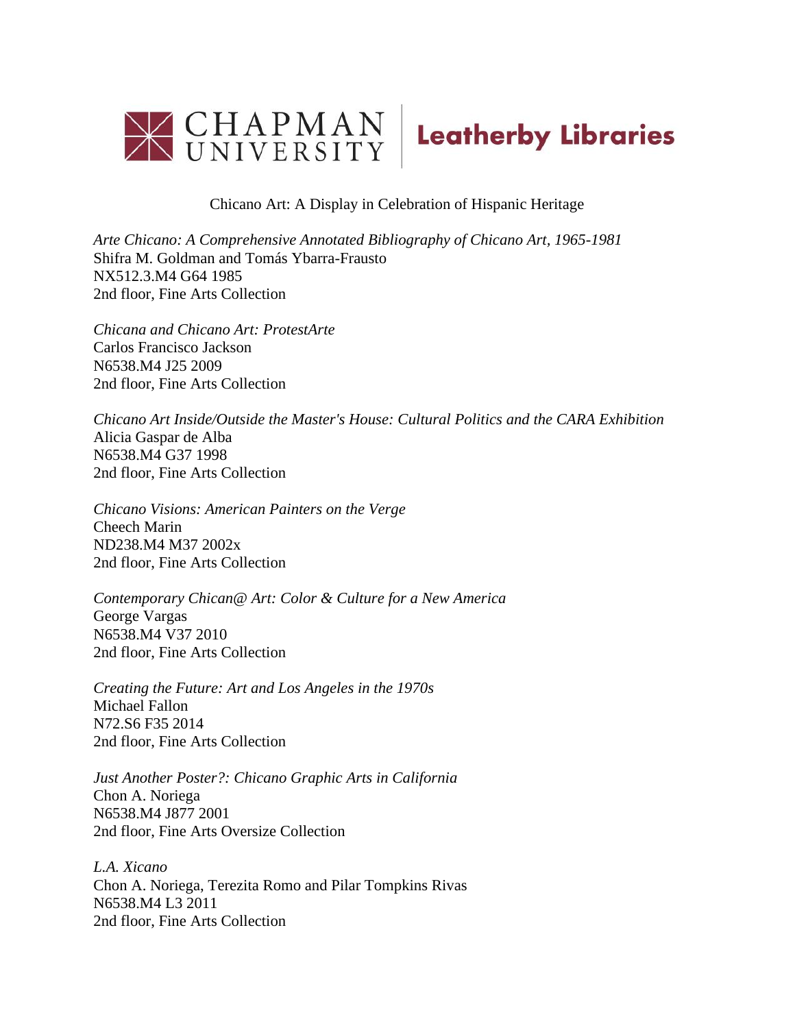CHAPMAN UNIVERSITY | Leatherby Libraries

Chicano Art: A Display in Celebration of Hispanic Heritage

*Arte Chicano: A Comprehensive Annotated Bibliography of Chicano Art, 1965-1981*
Shifra M. Goldman and Tomás Ybarra-Frausto
NX512.3.M4 G64 1985
2nd floor, Fine Arts Collection

*Chicana and Chicano Art: ProtestArte*
Carlos Francisco Jackson
N6538.M4 J25 2009
2nd floor, Fine Arts Collection

*Chicano Art Inside/Outside the Master's House: Cultural Politics and the CARA Exhibition*
Alicia Gaspar de Alba
N6538.M4 G37 1998
2nd floor, Fine Arts Collection

*Chicano Visions: American Painters on the Verge*
Cheech Marin
ND238.M4 M37 2002x
2nd floor, Fine Arts Collection

*Contemporary Chican@ Art: Color & Culture for a New America*
George Vargas
N6538.M4 V37 2010
2nd floor, Fine Arts Collection

*Creating the Future: Art and Los Angeles in the 1970s*
Michael Fallon
N72.S6 F35 2014
2nd floor, Fine Arts Collection

*Just Another Poster?: Chicano Graphic Arts in California*
Chon A. Noriega
N6538.M4 J877 2001
2nd floor, Fine Arts Oversize Collection

*L.A. Xicano*
Chon A. Noriega, Terezita Romo and Pilar Tompkins Rivas
N6538.M4 L3 2011
2nd floor, Fine Arts Collection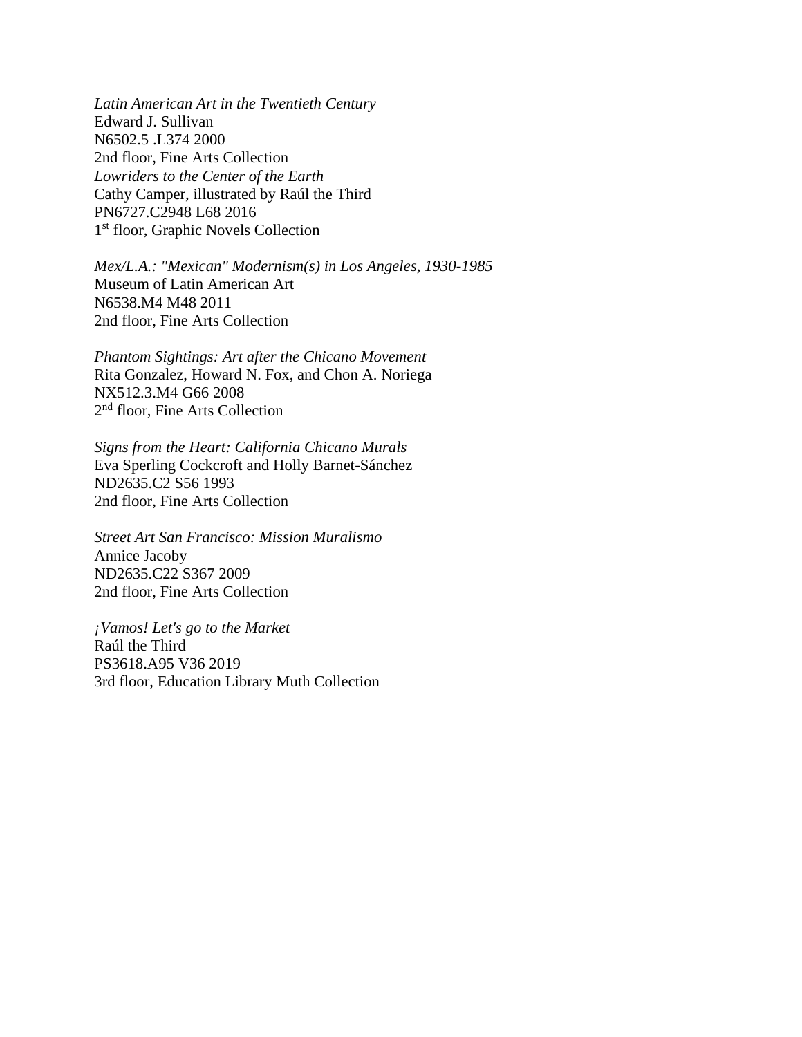*Latin American Art in the Twentieth Century*
Edward J. Sullivan
N6502.5 .L374 2000
2nd floor, Fine Arts Collection
*Lowriders to the Center of the Earth*
Cathy Camper, illustrated by Raúl the Third
PN6727.C2948 L68 2016
1st floor, Graphic Novels Collection

*Mex/L.A.: "Mexican" Modernism(s) in Los Angeles, 1930-1985*
Museum of Latin American Art
N6538.M4 M48 2011
2nd floor, Fine Arts Collection

*Phantom Sightings: Art after the Chicano Movement*
Rita Gonzalez, Howard N. Fox, and Chon A. Noriega
NX512.3.M4 G66 2008
2nd floor, Fine Arts Collection

*Signs from the Heart: California Chicano Murals*
Eva Sperling Cockcroft and Holly Barnet-Sánchez
ND2635.C2 S56 1993
2nd floor, Fine Arts Collection

*Street Art San Francisco: Mission Muralismo*
Annice Jacoby
ND2635.C22 S367 2009
2nd floor, Fine Arts Collection

*¡Vamos! Let's go to the Market*
Raúl the Third
PS3618.A95 V36 2019
3rd floor, Education Library Muth Collection